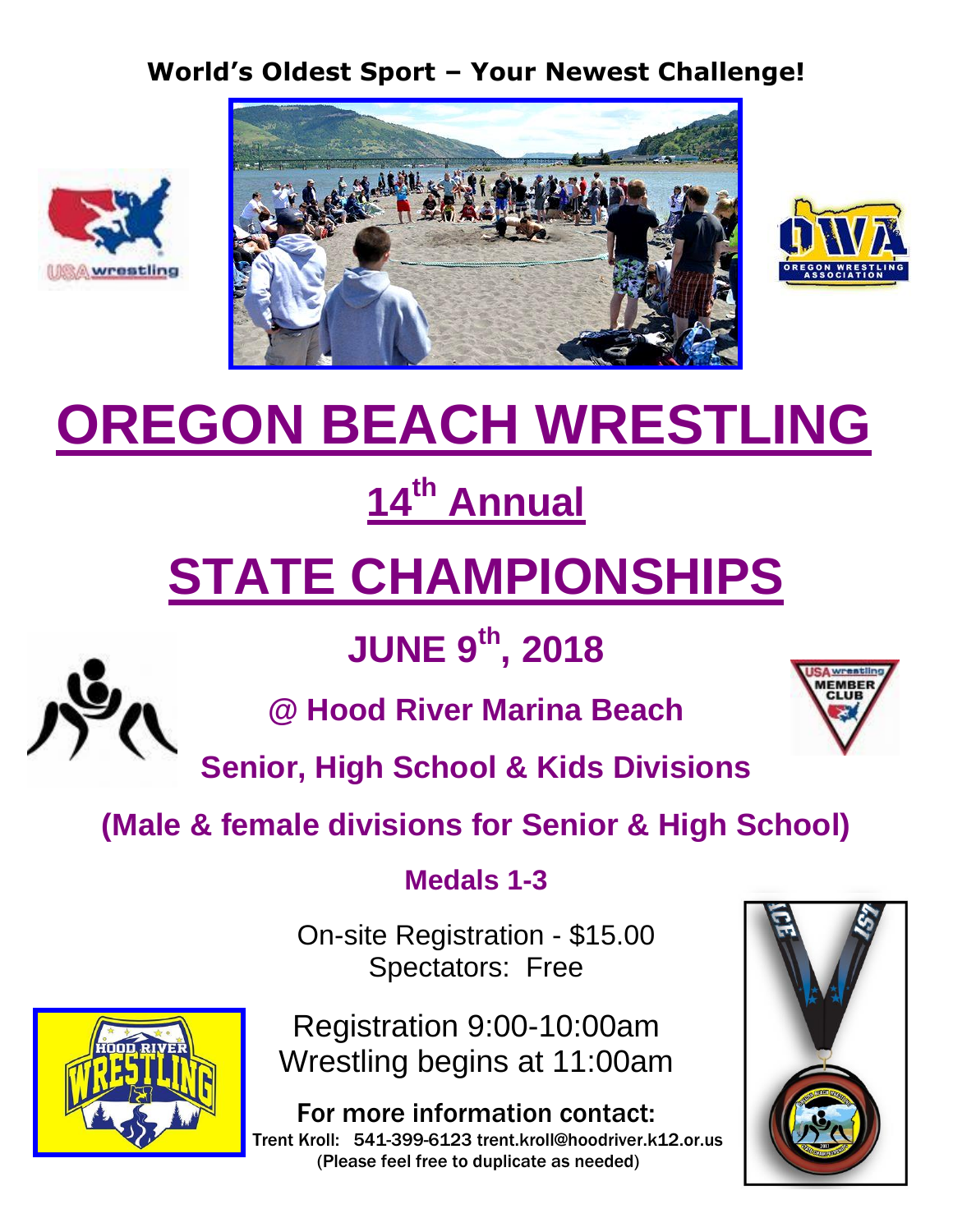**World's Oldest Sport – Your Newest Challenge!**

# OREGON BEACH WRESTLING

## 14th Annual

# STATE CHAMPIONSHIPS

## JUNE 9th, 2018

### @ Hood River Marina Beach

### Senior, High School & Kids Divisions

### (Male & female divisions for Senior & High School)

**Medals 1-3**

On-site Registration - $15.00
Spectators: Free

Registration 9:00-10:00am
Wrestling begins at 11:00am

**For more information contact:**
Trent Kroll: 541-399-6123 trent.kroll@hoodriver.k12.or.us
(Please feel free to duplicate as needed)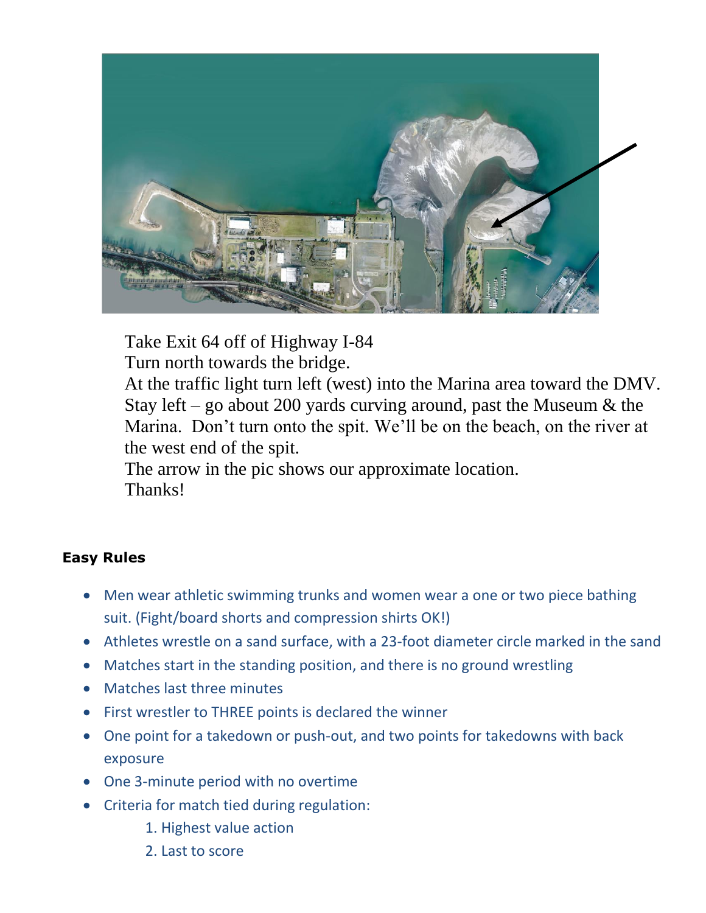Take Exit 64 off of Highway I-84
Turn north towards the bridge.
At the traffic light turn left (west) into the Marina area toward the DMV.
Stay left – go about 200 yards curving around, past the Museum & the Marina. Don't turn onto the spit. We'll be on the beach, on the river at the west end of the spit.
The arrow in the pic shows our approximate location.
Thanks!

**Easy Rules**

- Men wear athletic swimming trunks and women wear a one or two piece bathing suit. (Fight/board shorts and compression shirts OK!)
- Athletes wrestle on a sand surface, with a 23-foot diameter circle marked in the sand
- Matches start in the standing position, and there is no ground wrestling
- Matches last three minutes
- First wrestler to THREE points is declared the winner
- One point for a takedown or push-out, and two points for takedowns with back exposure
- One 3-minute period with no overtime
- Criteria for match tied during regulation:
    1. Highest value action
    2. Last to score